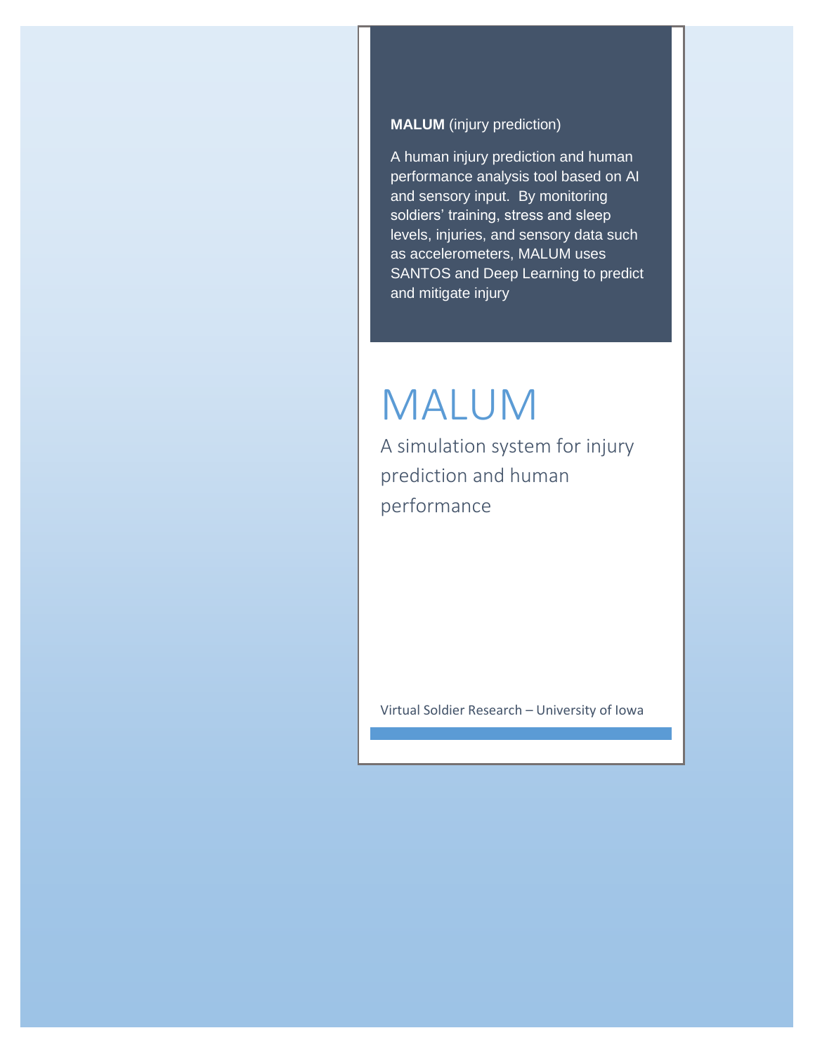**MALUM** (injury prediction)

A human injury prediction and human performance analysis tool based on AI and sensory input. By monitoring soldiers' training, stress and sleep levels, injuries, and sensory data such as accelerometers, MALUM uses SANTOS and Deep Learning to predict and mitigate injury

# MALUM

## A simulation system for injury prediction and human performance

Virtual Soldier Research – University of Iowa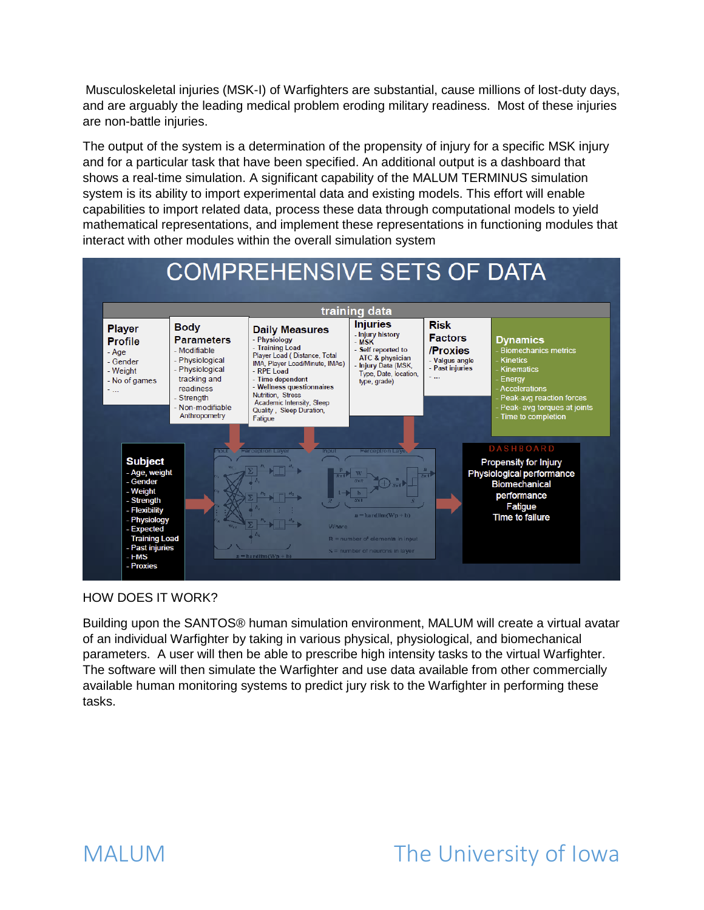Musculoskeletal injuries (MSK-I) of Warfighters are substantial, cause millions of lost-duty days, and are arguably the leading medical problem eroding military readiness. Most of these injuries are non-battle injuries.

The output of the system is a determination of the propensity of injury for a specific MSK injury and for a particular task that have been specified. An additional output is a dashboard that shows a real-time simulation. A significant capability of the MALUM TERMINUS simulation system is its ability to import experimental data and existing models. This effort will enable capabilities to import related data, process these data through computational models to yield mathematical representations, and implement these representations in functioning modules that interact with other modules within the overall simulation system

## COMPREHENSIVE SETS OF DATA

**training data**

**Player Profile**
- Age
- Gender
- Weight
- No of games
- ...

**Body Parameters**
- Modifiable
- Physiological
- Physiological tracking and readiness
- Strength
- Non-modifiable Anthropometry

**Daily Measures**
- Physiology
- Training Load
  Player Load ( Distance, Total IMA, Player Load/Minute, IMAs)
- RPE Load
- Time dependent
- Wellness questionnaires
  Nutrition, Stress
  Academic Intensity, Sleep Quality, Sleep Duration, Fatigue

**Injuries**
- Injury history
- MSK
- Self reported to ATC & physician
- Injury Data (MSK, Type, Date, location, type, grade)

**Risk Factors /Proxies**
- Valgus angle
- Past injuries
- ...

**Dynamics**
- Biomechanics metrics
- Kinetics
- Kinematics
- Energy
- Accelerations
- Peak-avg reaction forces
- Peak-avg torques at joints
- Time to completion

**Subject**
- Age, weight
- Gender
- Weight
- Strength
- Flexibility
- Physiology
- Expected Training Load
- Past injuries
- FMS
- Proxies

Input — Perceptron Layer — $a = \text{hardlim}(Wp + b)$

Where

R = number of elements in input

S = number of neurons in layer

**DASHBOARD**

Propensity for Injury
Physiological performance
Biomechanical performance
Fatigue
Time to failure

HOW DOES IT WORK?

Building upon the SANTOS® human simulation environment, MALUM will create a virtual avatar of an individual Warfighter by taking in various physical, physiological, and biomechanical parameters. A user will then be able to prescribe high intensity tasks to the virtual Warfighter. The software will then simulate the Warfighter and use data available from other commercially available human monitoring systems to predict jury risk to the Warfighter in performing these tasks.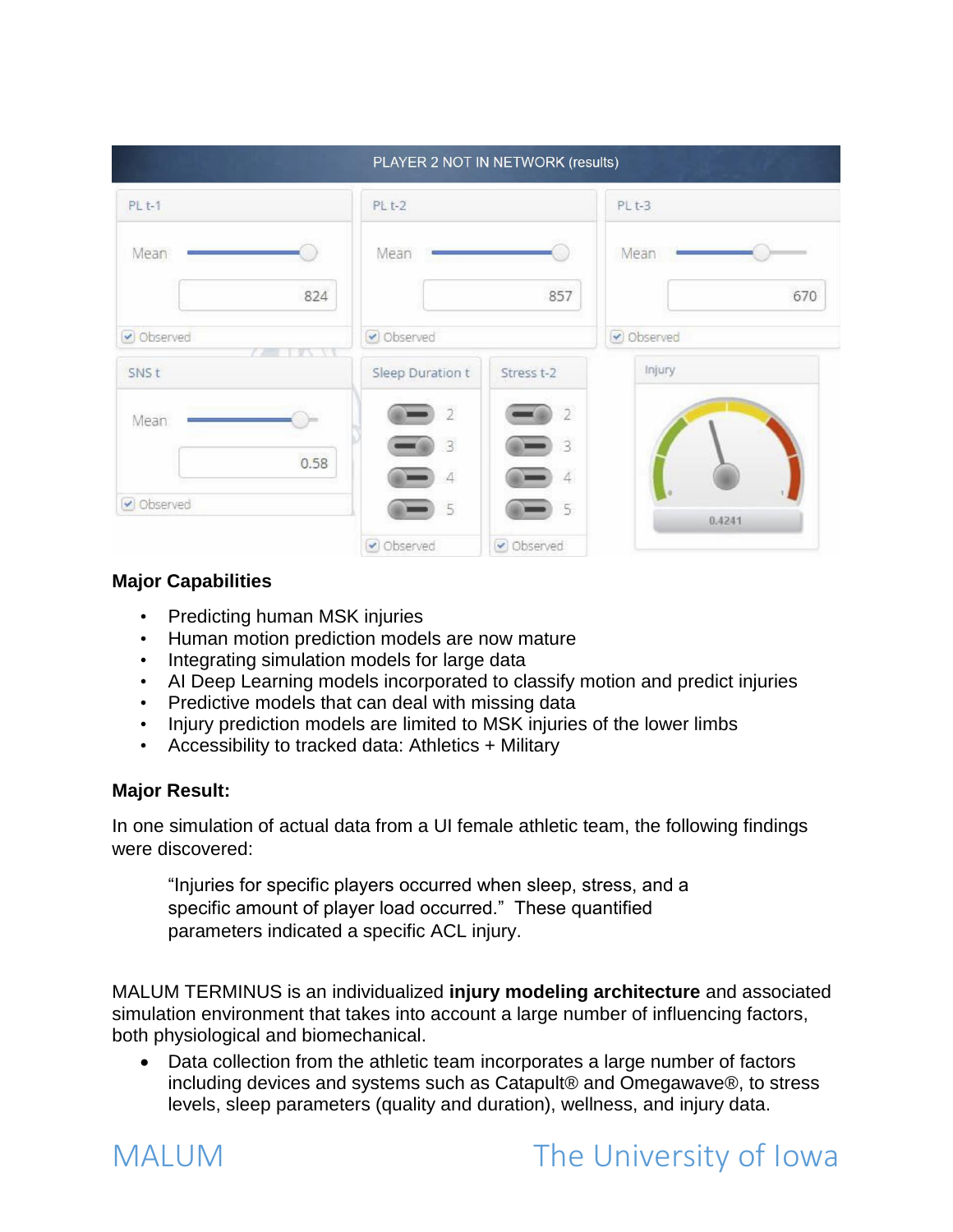**Major Capabilities**

- Predicting human MSK injuries
- Human motion prediction models are now mature
- Integrating simulation models for large data
- AI Deep Learning models incorporated to classify motion and predict injuries
- Predictive models that can deal with missing data
- Injury prediction models are limited to MSK injuries of the lower limbs
- Accessibility to tracked data: Athletics + Military

**Major Result:**

In one simulation of actual data from a UI female athletic team, the following findings were discovered:

> "Injuries for specific players occurred when sleep, stress, and a specific amount of player load occurred." These quantified parameters indicated a specific ACL injury.

MALUM TERMINUS is an individualized **injury modeling architecture** and associated simulation environment that takes into account a large number of influencing factors, both physiological and biomechanical.

- Data collection from the athletic team incorporates a large number of factors including devices and systems such as Catapult® and Omegawave®, to stress levels, sleep parameters (quality and duration), wellness, and injury data.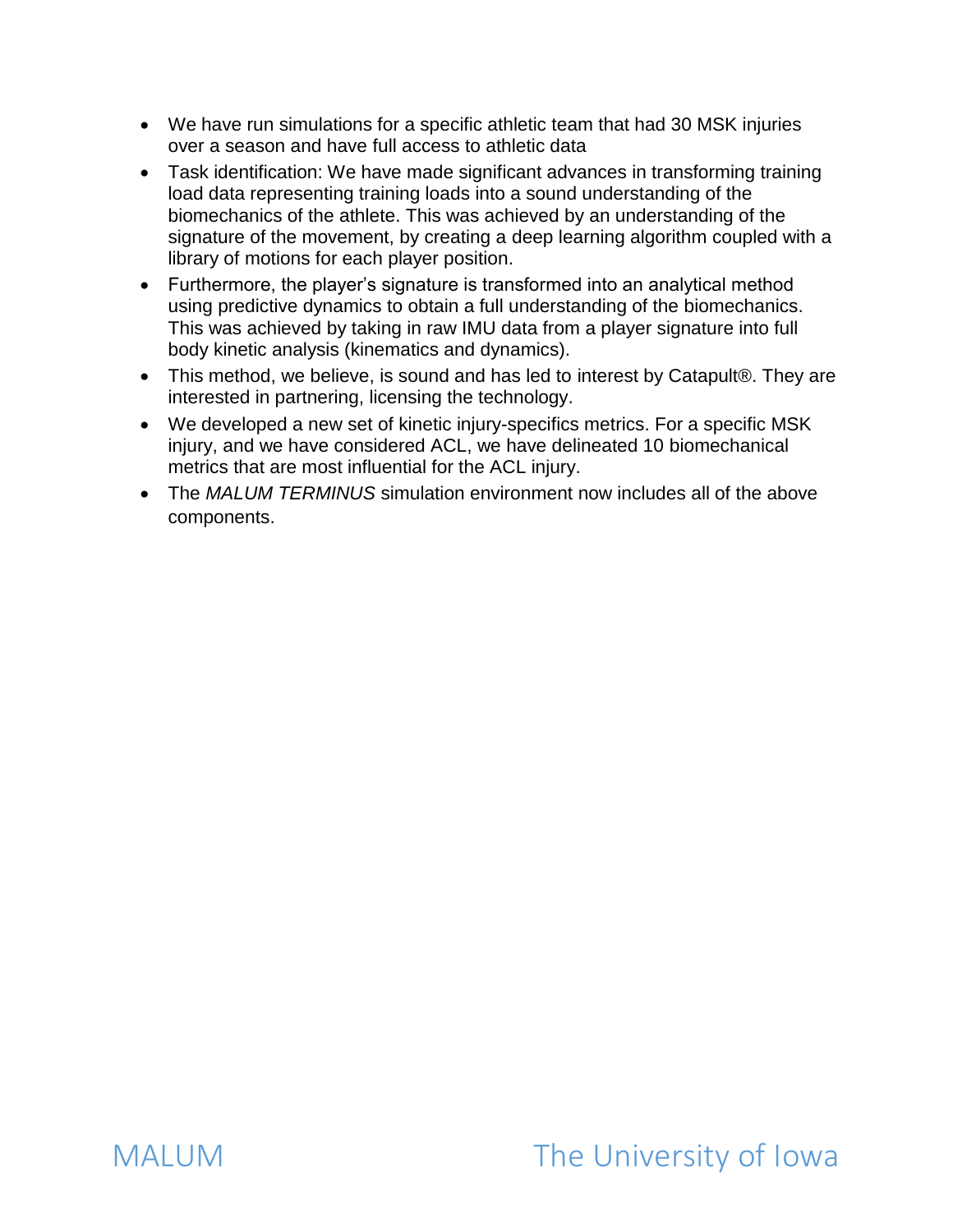- We have run simulations for a specific athletic team that had 30 MSK injuries over a season and have full access to athletic data
- Task identification: We have made significant advances in transforming training load data representing training loads into a sound understanding of the biomechanics of the athlete. This was achieved by an understanding of the signature of the movement, by creating a deep learning algorithm coupled with a library of motions for each player position.
- Furthermore, the player's signature is transformed into an analytical method using predictive dynamics to obtain a full understanding of the biomechanics. This was achieved by taking in raw IMU data from a player signature into full body kinetic analysis (kinematics and dynamics).
- This method, we believe, is sound and has led to interest by Catapult®. They are interested in partnering, licensing the technology.
- We developed a new set of kinetic injury-specifics metrics. For a specific MSK injury, and we have considered ACL, we have delineated 10 biomechanical metrics that are most influential for the ACL injury.
- The *MALUM TERMINUS* simulation environment now includes all of the above components.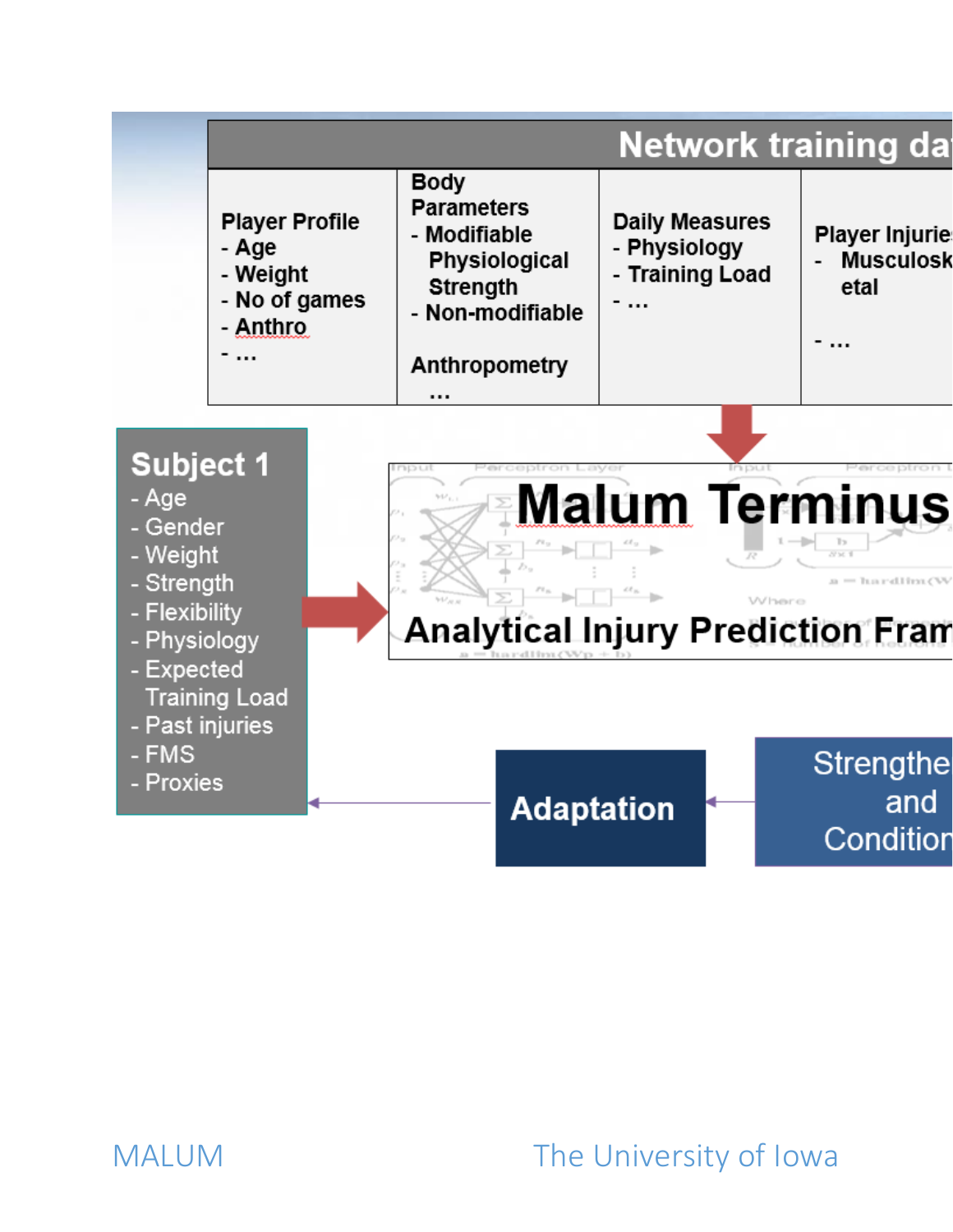Network training da

| Player Profile | Body Parameters | Daily Measures | Player Injuries |
|---|---|---|---|
| - Age<br>- Weight<br>- No of games<br>- Anthro<br>- … | - Modifiable Physiological Strength<br>- Non-modifiable Anthropometry<br>… | - Physiology<br>- Training Load<br>- … | - Musculoskeletal<br>- … |

**Subject 1**
- Age
- Gender
- Weight
- Strength
- Flexibility
- Physiology
- Expected Training Load
- Past injuries
- FMS
- Proxies

**Malum Terminus**

**Analytical Injury Prediction Fram**

**Adaptation**

Strengthe and Condition

MALUM

The University of Iowa